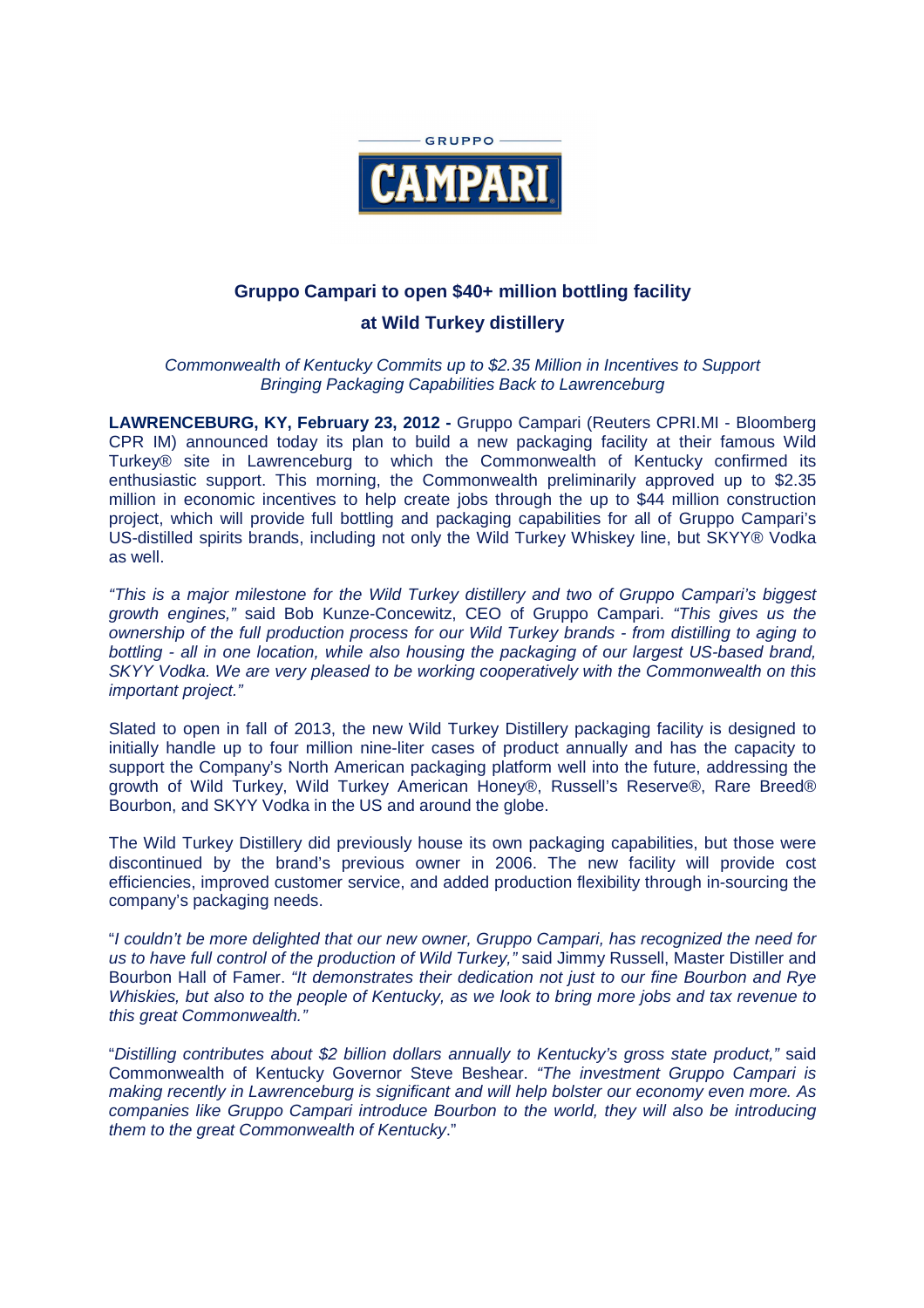GRUPPO CAMPARI

# Gruppo Campari to open $40+ million bottling facility at Wild Turkey distillery

*Commonwealth of Kentucky Commits up to $2.35 Million in Incentives to Support Bringing Packaging Capabilities Back to Lawrenceburg*

**LAWRENCEBURG, KY, February 23, 2012 -** Gruppo Campari (Reuters CPRI.MI - Bloomberg CPR IM) announced today its plan to build a new packaging facility at their famous Wild Turkey® site in Lawrenceburg to which the Commonwealth of Kentucky confirmed its enthusiastic support. This morning, the Commonwealth preliminarily approved up to $2.35 million in economic incentives to help create jobs through the up to $44 million construction project, which will provide full bottling and packaging capabilities for all of Gruppo Campari's US-distilled spirits brands, including not only the Wild Turkey Whiskey line, but SKYY® Vodka as well.

*"This is a major milestone for the Wild Turkey distillery and two of Gruppo Campari's biggest growth engines,"* said Bob Kunze-Concewitz, CEO of Gruppo Campari. *"This gives us the ownership of the full production process for our Wild Turkey brands - from distilling to aging to bottling - all in one location, while also housing the packaging of our largest US-based brand, SKYY Vodka. We are very pleased to be working cooperatively with the Commonwealth on this important project."*

Slated to open in fall of 2013, the new Wild Turkey Distillery packaging facility is designed to initially handle up to four million nine-liter cases of product annually and has the capacity to support the Company's North American packaging platform well into the future, addressing the growth of Wild Turkey, Wild Turkey American Honey®, Russell's Reserve®, Rare Breed® Bourbon, and SKYY Vodka in the US and around the globe.

The Wild Turkey Distillery did previously house its own packaging capabilities, but those were discontinued by the brand's previous owner in 2006. The new facility will provide cost efficiencies, improved customer service, and added production flexibility through in-sourcing the company's packaging needs.

"*I couldn't be more delighted that our new owner, Gruppo Campari, has recognized the need for us to have full control of the production of Wild Turkey,"* said Jimmy Russell, Master Distiller and Bourbon Hall of Famer. *"It demonstrates their dedication not just to our fine Bourbon and Rye Whiskies, but also to the people of Kentucky, as we look to bring more jobs and tax revenue to this great Commonwealth."*

"*Distilling contributes about $2 billion dollars annually to Kentucky's gross state product,"* said Commonwealth of Kentucky Governor Steve Beshear. *"The investment Gruppo Campari is making recently in Lawrenceburg is significant and will help bolster our economy even more. As companies like Gruppo Campari introduce Bourbon to the world, they will also be introducing them to the great Commonwealth of Kentucky*."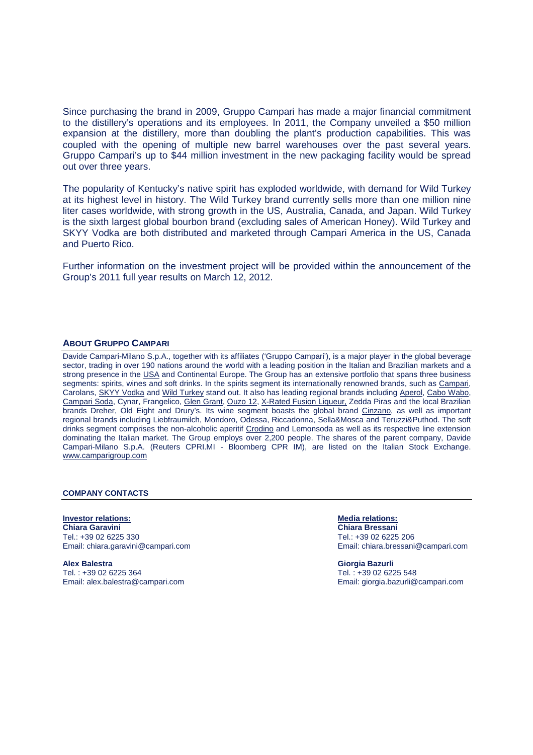Since purchasing the brand in 2009, Gruppo Campari has made a major financial commitment to the distillery's operations and its employees. In 2011, the Company unveiled a $50 million expansion at the distillery, more than doubling the plant's production capabilities. This was coupled with the opening of multiple new barrel warehouses over the past several years. Gruppo Campari's up to $44 million investment in the new packaging facility would be spread out over three years.

The popularity of Kentucky's native spirit has exploded worldwide, with demand for Wild Turkey at its highest level in history. The Wild Turkey brand currently sells more than one million nine liter cases worldwide, with strong growth in the US, Australia, Canada, and Japan. Wild Turkey is the sixth largest global bourbon brand (excluding sales of American Honey). Wild Turkey and SKYY Vodka are both distributed and marketed through Campari America in the US, Canada and Puerto Rico.

Further information on the investment project will be provided within the announcement of the Group's 2011 full year results on March 12, 2012.

## ABOUT GRUPPO CAMPARI

Davide Campari-Milano S.p.A., together with its affiliates ('Gruppo Campari'), is a major player in the global beverage sector, trading in over 190 nations around the world with a leading position in the Italian and Brazilian markets and a strong presence in the USA and Continental Europe. The Group has an extensive portfolio that spans three business segments: spirits, wines and soft drinks. In the spirits segment its internationally renowned brands, such as Campari, Carolans, SKYY Vodka and Wild Turkey stand out. It also has leading regional brands including Aperol, Cabo Wabo, Campari Soda, Cynar, Frangelico, Glen Grant, Ouzo 12, X-Rated Fusion Liqueur, Zedda Piras and the local Brazilian brands Dreher, Old Eight and Drury's. Its wine segment boasts the global brand Cinzano, as well as important regional brands including Liebfraumilch, Mondoro, Odessa, Riccadonna, Sella&Mosca and Teruzzi&Puthod. The soft drinks segment comprises the non-alcoholic aperitif Crodino and Lemonsoda as well as its respective line extension dominating the Italian market. The Group employs over 2,200 people. The shares of the parent company, Davide Campari-Milano S.p.A. (Reuters CPRI.MI - Bloomberg CPR IM), are listed on the Italian Stock Exchange. www.camparigroup.com

## COMPANY CONTACTS

**Investor relations:**

**Chiara Garavini**
Tel.: +39 02 6225 330
Email: chiara.garavini@campari.com

**Alex Balestra**
Tel. : +39 02 6225 364
Email: alex.balestra@campari.com

**Media relations:**

**Chiara Bressani**
Tel.: +39 02 6225 206
Email: chiara.bressani@campari.com

**Giorgia Bazurli**
Tel. : +39 02 6225 548
Email: giorgia.bazurli@campari.com